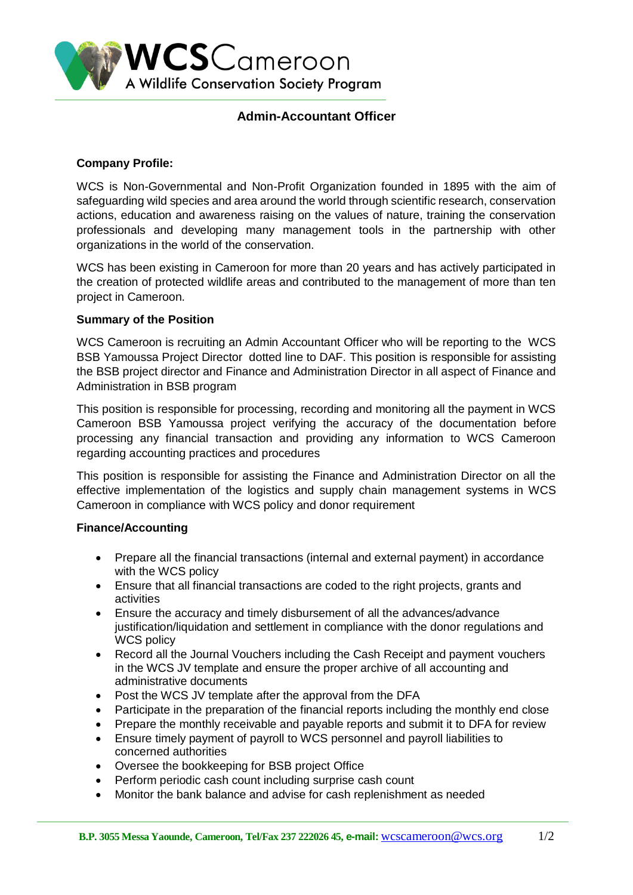# Admin-Accountant Officer

## Company Profile:

WCS is Non-Governmental and Non-Profit Organization founded in 1895 with the aim of safeguarding wild species and area around the world through scientific research, conservation actions, education and awareness raising on the values of nature, training the conservation professionals and developing many management tools in the partnership with other organizations in the world of the conservation.

WCS has been existing in Cameroon for more than 20 years and has actively participated in the creation of protected wildlife areas and contributed to the management of more than ten project in Cameroon.

## Summary of the Position

WCS Cameroon is recruiting an Admin Accountant Officer who will be reporting to the WCS BSB Yamoussa Project Director dotted line to DAF. This position is responsible for assisting the BSB project director and Finance and Administration Director in all aspect of Finance and Administration in BSB program

This position is responsible for processing, recording and monitoring all the payment in WCS Cameroon BSB Yamoussa project verifying the accuracy of the documentation before processing any financial transaction and providing any information to WCS Cameroon regarding accounting practices and procedures

This position is responsible for assisting the Finance and Administration Director on all the effective implementation of the logistics and supply chain management systems in WCS Cameroon in compliance with WCS policy and donor requirement

## Finance/Accounting

- Prepare all the financial transactions (internal and external payment) in accordance with the WCS policy
- Ensure that all financial transactions are coded to the right projects, grants and activities
- Ensure the accuracy and timely disbursement of all the advances/advance justification/liquidation and settlement in compliance with the donor regulations and WCS policy
- Record all the Journal Vouchers including the Cash Receipt and payment vouchers in the WCS JV template and ensure the proper archive of all accounting and administrative documents
- Post the WCS JV template after the approval from the DFA
- Participate in the preparation of the financial reports including the monthly end close
- Prepare the monthly receivable and payable reports and submit it to DFA for review
- Ensure timely payment of payroll to WCS personnel and payroll liabilities to concerned authorities
- Oversee the bookkeeping for BSB project Office
- Perform periodic cash count including surprise cash count
- Monitor the bank balance and advise for cash replenishment as needed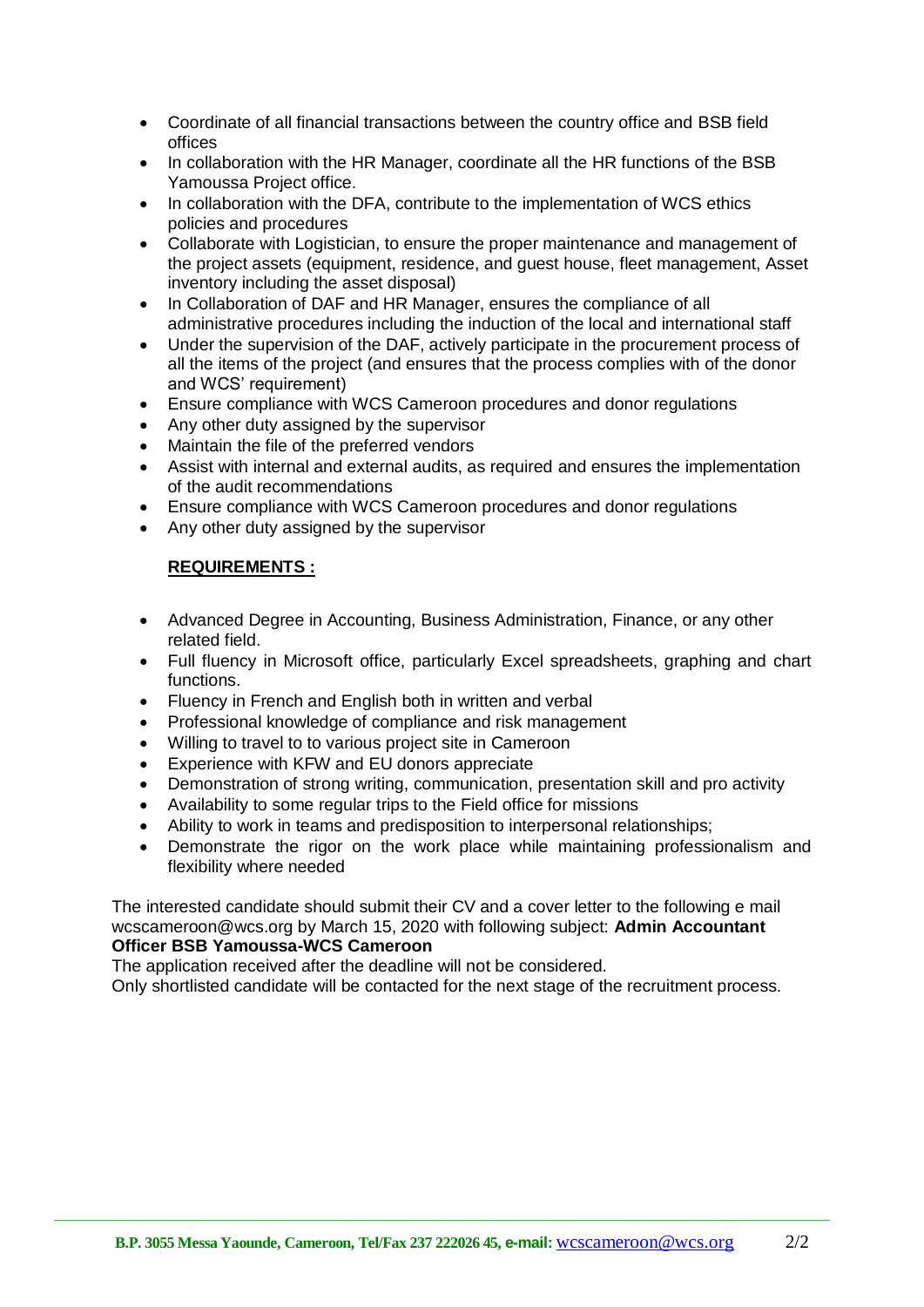- Coordinate of all financial transactions between the country office and BSB field offices
- In collaboration with the HR Manager, coordinate all the HR functions of the BSB Yamoussa Project office.
- In collaboration with the DFA, contribute to the implementation of WCS ethics policies and procedures
- Collaborate with Logistician, to ensure the proper maintenance and management of the project assets (equipment, residence, and guest house, fleet management, Asset inventory including the asset disposal)
- In Collaboration of DAF and HR Manager, ensures the compliance of all administrative procedures including the induction of the local and international staff
- Under the supervision of the DAF, actively participate in the procurement process of all the items of the project (and ensures that the process complies with of the donor and WCS' requirement)
- Ensure compliance with WCS Cameroon procedures and donor regulations
- Any other duty assigned by the supervisor
- Maintain the file of the preferred vendors
- Assist with internal and external audits, as required and ensures the implementation of the audit recommendations
- Ensure compliance with WCS Cameroon procedures and donor regulations
- Any other duty assigned by the supervisor

**REQUIREMENTS :**

- Advanced Degree in Accounting, Business Administration, Finance, or any other related field.
- Full fluency in Microsoft office, particularly Excel spreadsheets, graphing and chart functions.
- Fluency in French and English both in written and verbal
- Professional knowledge of compliance and risk management
- Willing to travel to to various project site in Cameroon
- Experience with KFW and EU donors appreciate
- Demonstration of strong writing, communication, presentation skill and pro activity
- Availability to some regular trips to the Field office for missions
- Ability to work in teams and predisposition to interpersonal relationships;
- Demonstrate the rigor on the work place while maintaining professionalism and flexibility where needed

The interested candidate should submit their CV and a cover letter to the following e mail wcscameroon@wcs.org by March 15, 2020 with following subject: **Admin Accountant Officer BSB Yamoussa-WCS Cameroon**

The application received after the deadline will not be considered.

Only shortlisted candidate will be contacted for the next stage of the recruitment process.